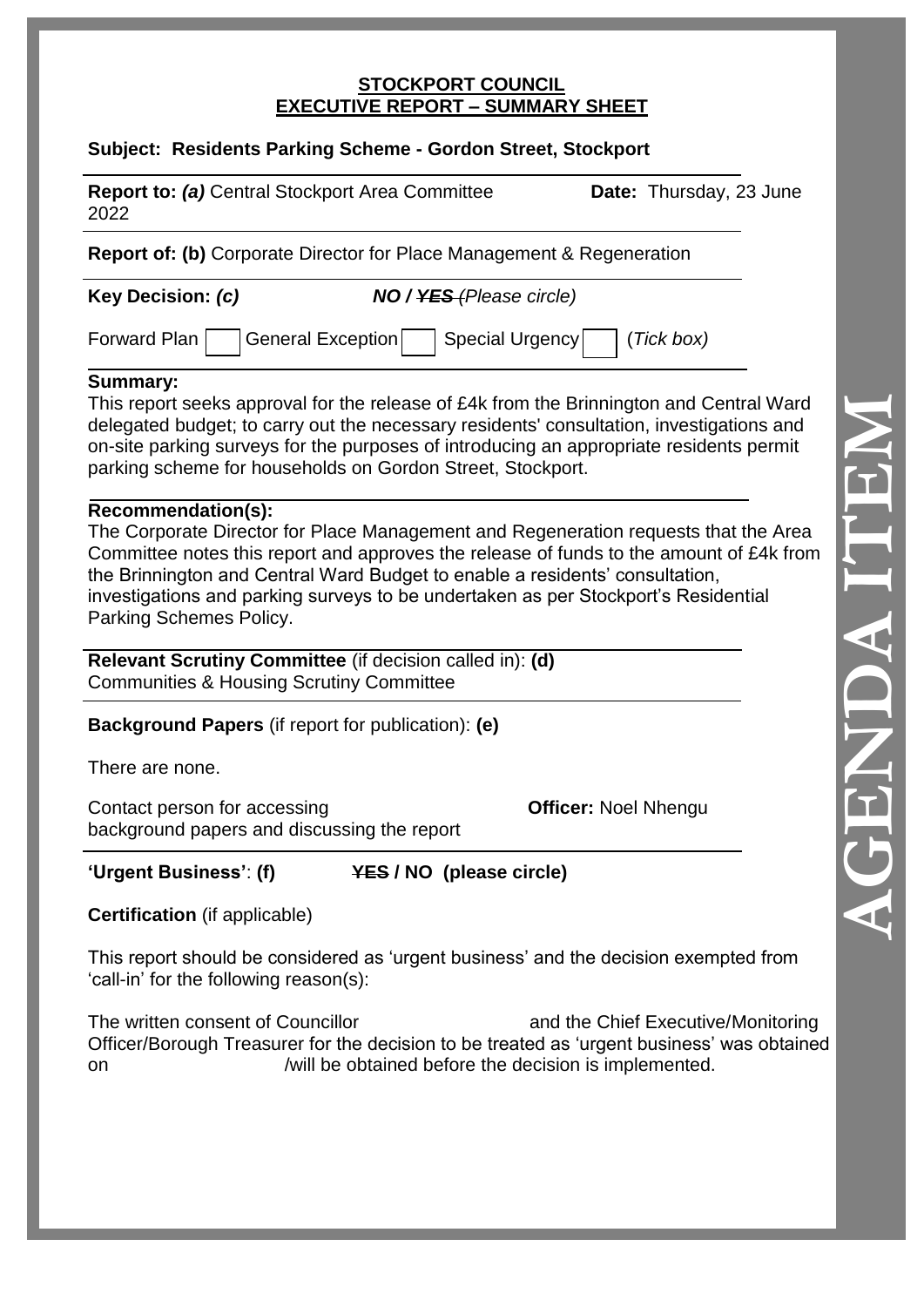**STOCKPORT COUNCIL**
**EXECUTIVE REPORT – SUMMARY SHEET**

**Subject: Residents Parking Scheme - Gordon Street, Stockport**

**Report to:** ***(a)*** Central Stockport Area Committee **Date:** Thursday, 23 June 2022

**Report of: (b)** Corporate Director for Place Management & Regeneration

**Key Decision:** ***(c)*** ***NO /*** ~~***YES***~~ *(Please circle)*

Forward Plan ☐ General Exception ☐ Special Urgency ☐ (*Tick box)*

**Summary:**

This report seeks approval for the release of £4k from the Brinnington and Central Ward delegated budget; to carry out the necessary residents' consultation, investigations and on-site parking surveys for the purposes of introducing an appropriate residents permit parking scheme for households on Gordon Street, Stockport.

**Recommendation(s):**

The Corporate Director for Place Management and Regeneration requests that the Area Committee notes this report and approves the release of funds to the amount of £4k from the Brinnington and Central Ward Budget to enable a residents' consultation, investigations and parking surveys to be undertaken as per Stockport's Residential Parking Schemes Policy.

**Relevant Scrutiny Committee** (if decision called in): **(d)**
Communities & Housing Scrutiny Committee

**Background Papers** (if report for publication): **(e)**

There are none.

Contact person for accessing background papers and discussing the report **Officer:** Noel Nhengu

**'Urgent Business'**: **(f)** ~~**YES**~~ **/ NO (please circle)**

**Certification** (if applicable)

This report should be considered as 'urgent business' and the decision exempted from 'call-in' for the following reason(s):

The written consent of Councillor and the Chief Executive/Monitoring Officer/Borough Treasurer for the decision to be treated as 'urgent business' was obtained on /will be obtained before the decision is implemented.

AGENDA ITEM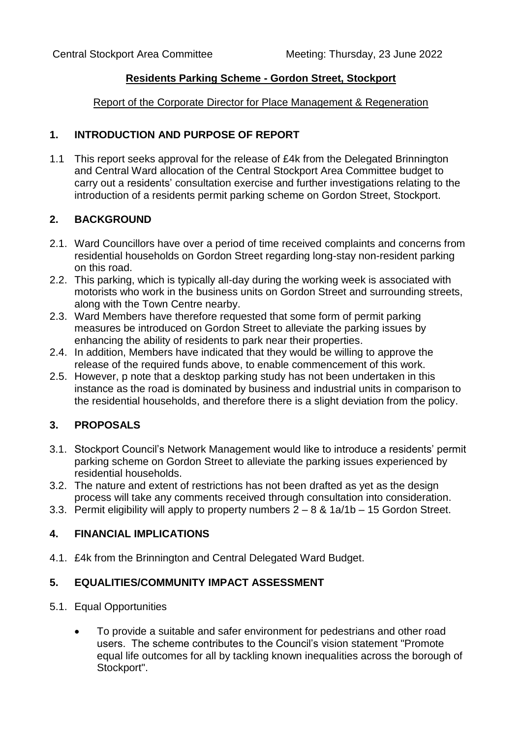Central Stockport Area Committee Meeting: Thursday, 23 June 2022

## Residents Parking Scheme - Gordon Street, Stockport

Report of the Corporate Director for Place Management & Regeneration

### 1. INTRODUCTION AND PURPOSE OF REPORT

1.1 This report seeks approval for the release of £4k from the Delegated Brinnington and Central Ward allocation of the Central Stockport Area Committee budget to carry out a residents' consultation exercise and further investigations relating to the introduction of a residents permit parking scheme on Gordon Street, Stockport.

### 2. BACKGROUND

2.1. Ward Councillors have over a period of time received complaints and concerns from residential households on Gordon Street regarding long-stay non-resident parking on this road.

2.2. This parking, which is typically all-day during the working week is associated with motorists who work in the business units on Gordon Street and surrounding streets, along with the Town Centre nearby.

2.3. Ward Members have therefore requested that some form of permit parking measures be introduced on Gordon Street to alleviate the parking issues by enhancing the ability of residents to park near their properties.

2.4. In addition, Members have indicated that they would be willing to approve the release of the required funds above, to enable commencement of this work.

2.5. However, p note that a desktop parking study has not been undertaken in this instance as the road is dominated by business and industrial units in comparison to the residential households, and therefore there is a slight deviation from the policy.

### 3. PROPOSALS

3.1. Stockport Council's Network Management would like to introduce a residents' permit parking scheme on Gordon Street to alleviate the parking issues experienced by residential households.

3.2. The nature and extent of restrictions has not been drafted as yet as the design process will take any comments received through consultation into consideration.

3.3. Permit eligibility will apply to property numbers 2 – 8 & 1a/1b – 15 Gordon Street.

### 4. FINANCIAL IMPLICATIONS

4.1. £4k from the Brinnington and Central Delegated Ward Budget.

### 5. EQUALITIES/COMMUNITY IMPACT ASSESSMENT

5.1. Equal Opportunities

- To provide a suitable and safer environment for pedestrians and other road users. The scheme contributes to the Council's vision statement "Promote equal life outcomes for all by tackling known inequalities across the borough of Stockport".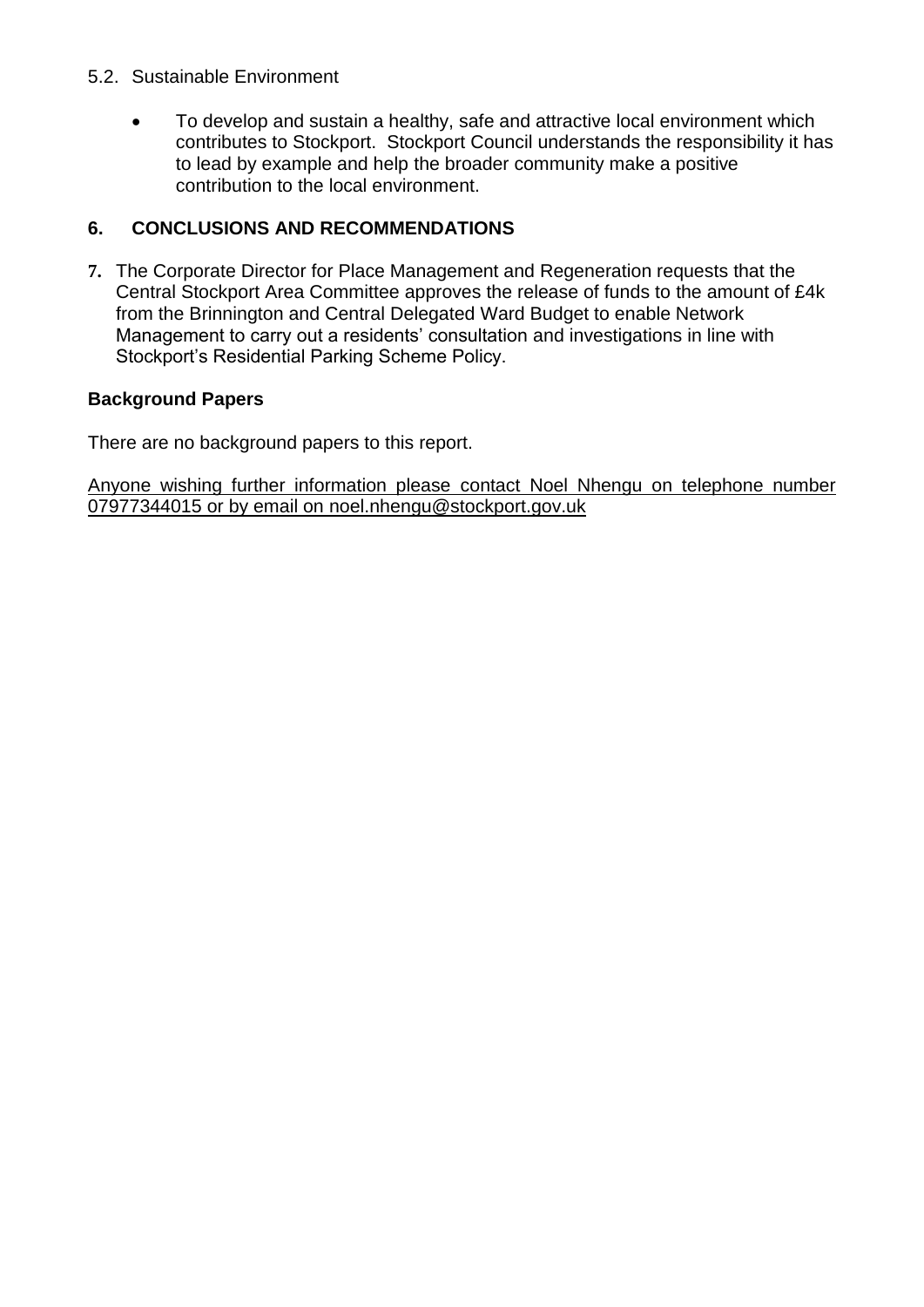5.2. Sustainable Environment

- To develop and sustain a healthy, safe and attractive local environment which contributes to Stockport. Stockport Council understands the responsibility it has to lead by example and help the broader community make a positive contribution to the local environment.

## 6. CONCLUSIONS AND RECOMMENDATIONS

**7.** The Corporate Director for Place Management and Regeneration requests that the Central Stockport Area Committee approves the release of funds to the amount of £4k from the Brinnington and Central Delegated Ward Budget to enable Network Management to carry out a residents' consultation and investigations in line with Stockport's Residential Parking Scheme Policy.

**Background Papers**

There are no background papers to this report.

Anyone wishing further information please contact Noel Nhengu on telephone number 07977344015 or by email on noel.nhengu@stockport.gov.uk